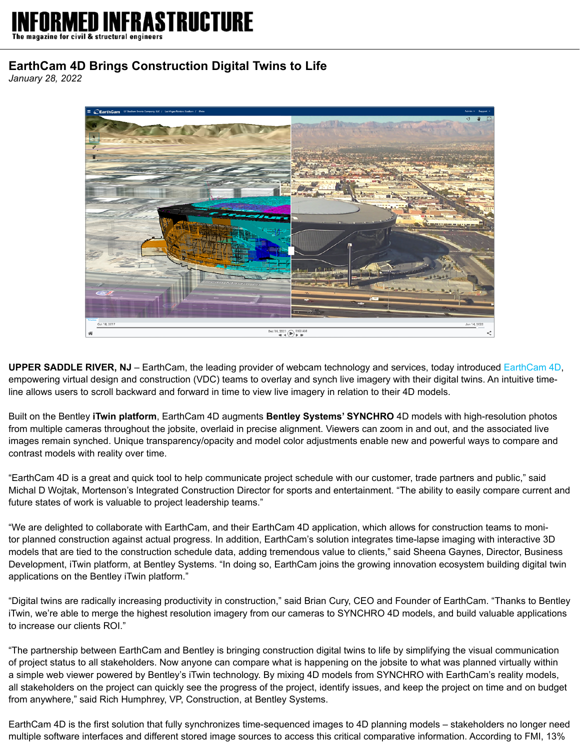# INFORMED INFRASTRUCTURE

The magazine for civil & structural engineers

## EarthCam 4D Brings Construction Digital Twins to Life

*January 28, 2022*

**UPPER SADDLE RIVER, NJ** – EarthCam, the leading provider of webcam technology and services, today introduced EarthCam 4D, empowering virtual design and construction (VDC) teams to overlay and synch live imagery with their digital twins. An intuitive timeline allows users to scroll backward and forward in time to view live imagery in relation to their 4D models.

Built on the Bentley **iTwin platform**, EarthCam 4D augments **Bentley Systems' SYNCHRO** 4D models with high-resolution photos from multiple cameras throughout the jobsite, overlaid in precise alignment. Viewers can zoom in and out, and the associated live images remain synched. Unique transparency/opacity and model color adjustments enable new and powerful ways to compare and contrast models with reality over time.

"EarthCam 4D is a great and quick tool to help communicate project schedule with our customer, trade partners and public," said Michal D Wojtak, Mortenson's Integrated Construction Director for sports and entertainment. "The ability to easily compare current and future states of work is valuable to project leadership teams."

"We are delighted to collaborate with EarthCam, and their EarthCam 4D application, which allows for construction teams to monitor planned construction against actual progress. In addition, EarthCam's solution integrates time-lapse imaging with interactive 3D models that are tied to the construction schedule data, adding tremendous value to clients," said Sheena Gaynes, Director, Business Development, iTwin platform, at Bentley Systems. "In doing so, EarthCam joins the growing innovation ecosystem building digital twin applications on the Bentley iTwin platform."

"Digital twins are radically increasing productivity in construction," said Brian Cury, CEO and Founder of EarthCam. "Thanks to Bentley iTwin, we're able to merge the highest resolution imagery from our cameras to SYNCHRO 4D models, and build valuable applications to increase our clients ROI."

"The partnership between EarthCam and Bentley is bringing construction digital twins to life by simplifying the visual communication of project status to all stakeholders. Now anyone can compare what is happening on the jobsite to what was planned virtually within a simple web viewer powered by Bentley's iTwin technology. By mixing 4D models from SYNCHRO with EarthCam's reality models, all stakeholders on the project can quickly see the progress of the project, identify issues, and keep the project on time and on budget from anywhere," said Rich Humphrey, VP, Construction, at Bentley Systems.

EarthCam 4D is the first solution that fully synchronizes time-sequenced images to 4D planning models – stakeholders no longer need multiple software interfaces and different stored image sources to access this critical comparative information. According to FMI, 13%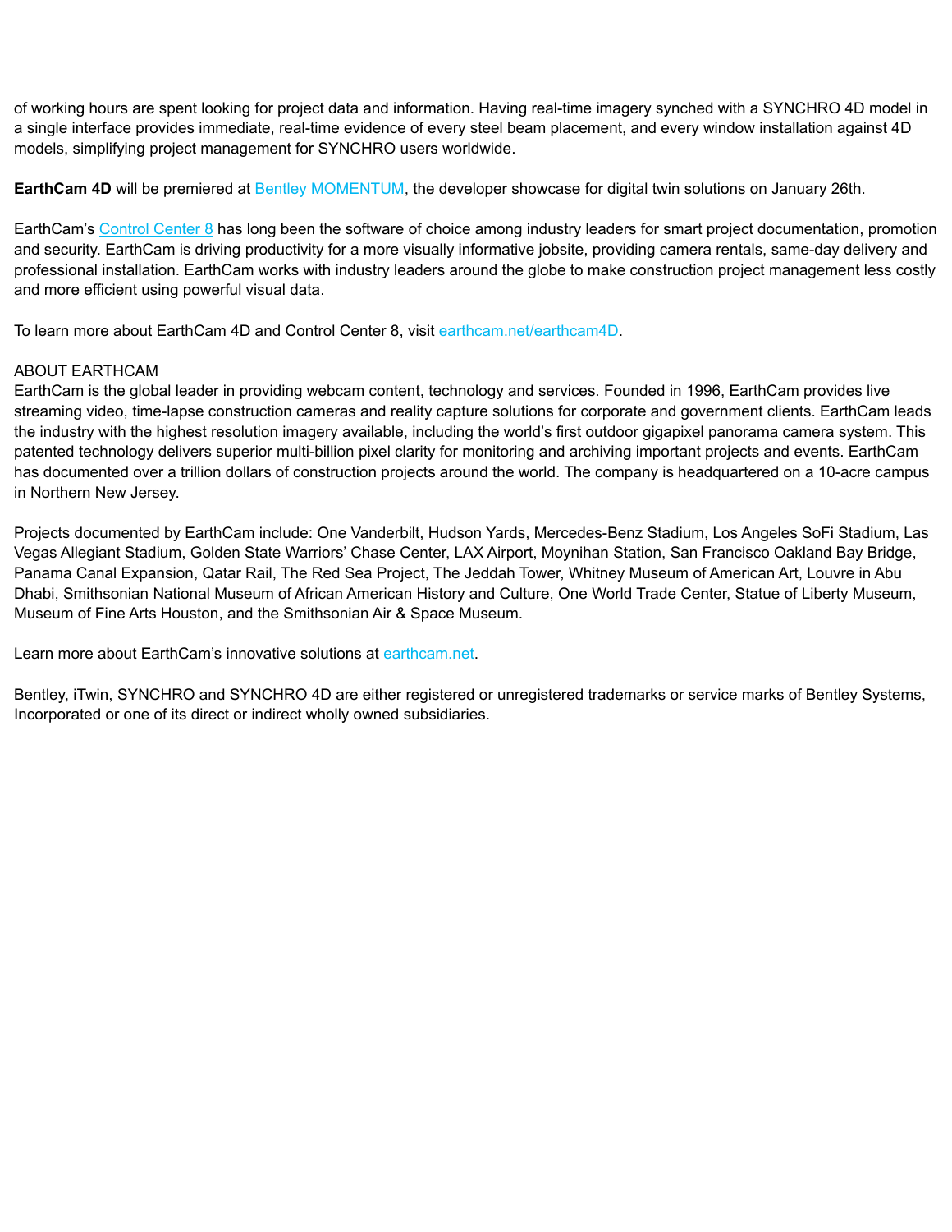of working hours are spent looking for project data and information. Having real-time imagery synched with a SYNCHRO 4D model in a single interface provides immediate, real-time evidence of every steel beam placement, and every window installation against 4D models, simplifying project management for SYNCHRO users worldwide.

**EarthCam 4D** will be premiered at Bentley MOMENTUM, the developer showcase for digital twin solutions on January 26th.

EarthCam's Control Center 8 has long been the software of choice among industry leaders for smart project documentation, promotion and security. EarthCam is driving productivity for a more visually informative jobsite, providing camera rentals, same-day delivery and professional installation. EarthCam works with industry leaders around the globe to make construction project management less costly and more efficient using powerful visual data.

To learn more about EarthCam 4D and Control Center 8, visit earthcam.net/earthcam4D.

ABOUT EARTHCAM
EarthCam is the global leader in providing webcam content, technology and services. Founded in 1996, EarthCam provides live streaming video, time-lapse construction cameras and reality capture solutions for corporate and government clients. EarthCam leads the industry with the highest resolution imagery available, including the world's first outdoor gigapixel panorama camera system. This patented technology delivers superior multi-billion pixel clarity for monitoring and archiving important projects and events. EarthCam has documented over a trillion dollars of construction projects around the world. The company is headquartered on a 10-acre campus in Northern New Jersey.

Projects documented by EarthCam include: One Vanderbilt, Hudson Yards, Mercedes-Benz Stadium, Los Angeles SoFi Stadium, Las Vegas Allegiant Stadium, Golden State Warriors' Chase Center, LAX Airport, Moynihan Station, San Francisco Oakland Bay Bridge, Panama Canal Expansion, Qatar Rail, The Red Sea Project, The Jeddah Tower, Whitney Museum of American Art, Louvre in Abu Dhabi, Smithsonian National Museum of African American History and Culture, One World Trade Center, Statue of Liberty Museum, Museum of Fine Arts Houston, and the Smithsonian Air & Space Museum.

Learn more about EarthCam's innovative solutions at earthcam.net.

Bentley, iTwin, SYNCHRO and SYNCHRO 4D are either registered or unregistered trademarks or service marks of Bentley Systems, Incorporated or one of its direct or indirect wholly owned subsidiaries.